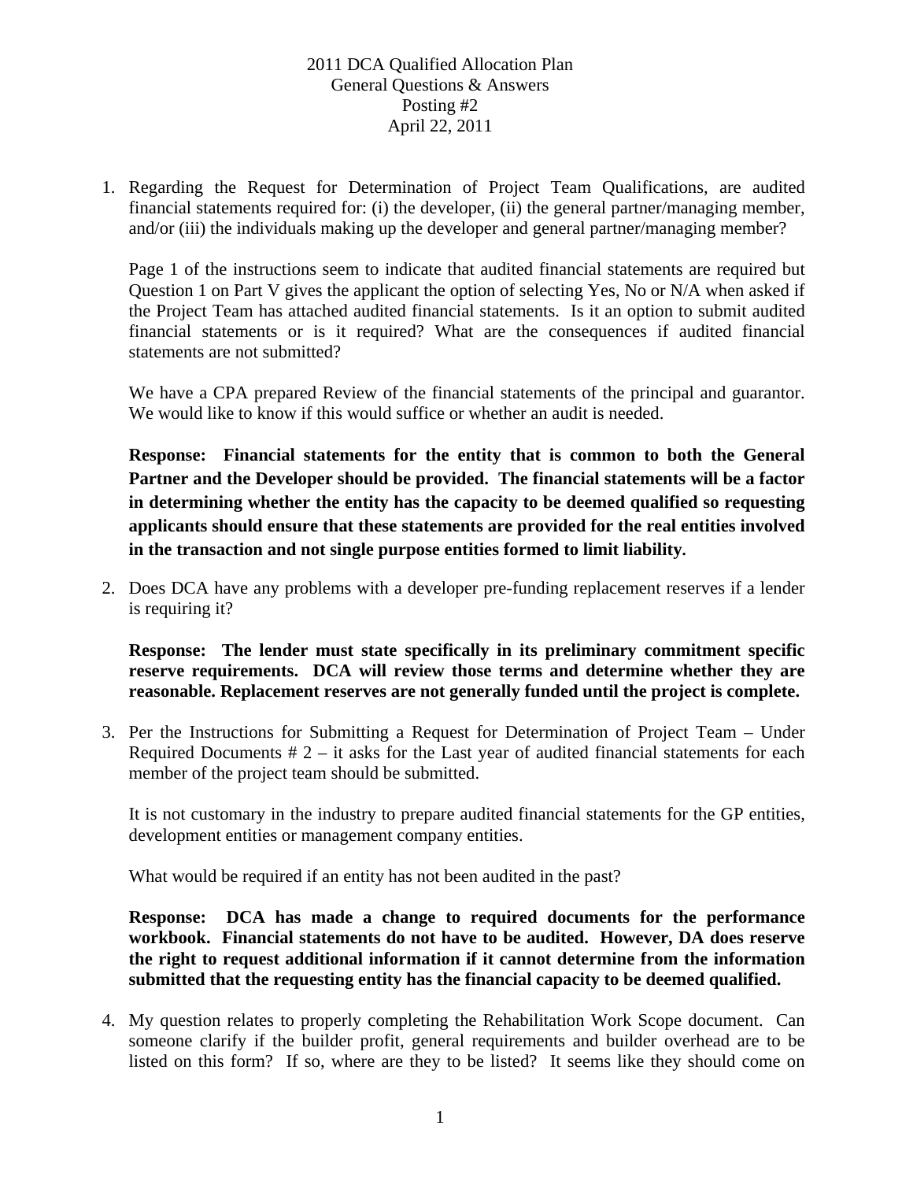2011 DCA Qualified Allocation Plan
General Questions & Answers
Posting #2
April 22, 2011

1. Regarding the Request for Determination of Project Team Qualifications, are audited financial statements required for: (i) the developer, (ii) the general partner/managing member, and/or (iii) the individuals making up the developer and general partner/managing member?

   Page 1 of the instructions seem to indicate that audited financial statements are required but Question 1 on Part V gives the applicant the option of selecting Yes, No or N/A when asked if the Project Team has attached audited financial statements. Is it an option to submit audited financial statements or is it required? What are the consequences if audited financial statements are not submitted?

   We have a CPA prepared Review of the financial statements of the principal and guarantor. We would like to know if this would suffice or whether an audit is needed.

   **Response: Financial statements for the entity that is common to both the General Partner and the Developer should be provided. The financial statements will be a factor in determining whether the entity has the capacity to be deemed qualified so requesting applicants should ensure that these statements are provided for the real entities involved in the transaction and not single purpose entities formed to limit liability.**

2. Does DCA have any problems with a developer pre-funding replacement reserves if a lender is requiring it?

   **Response: The lender must state specifically in its preliminary commitment specific reserve requirements. DCA will review those terms and determine whether they are reasonable. Replacement reserves are not generally funded until the project is complete.**

3. Per the Instructions for Submitting a Request for Determination of Project Team – Under Required Documents # 2 – it asks for the Last year of audited financial statements for each member of the project team should be submitted.

   It is not customary in the industry to prepare audited financial statements for the GP entities, development entities or management company entities.

   What would be required if an entity has not been audited in the past?

   **Response: DCA has made a change to required documents for the performance workbook. Financial statements do not have to be audited. However, DA does reserve the right to request additional information if it cannot determine from the information submitted that the requesting entity has the financial capacity to be deemed qualified.**

4. My question relates to properly completing the Rehabilitation Work Scope document. Can someone clarify if the builder profit, general requirements and builder overhead are to be listed on this form? If so, where are they to be listed? It seems like they should come on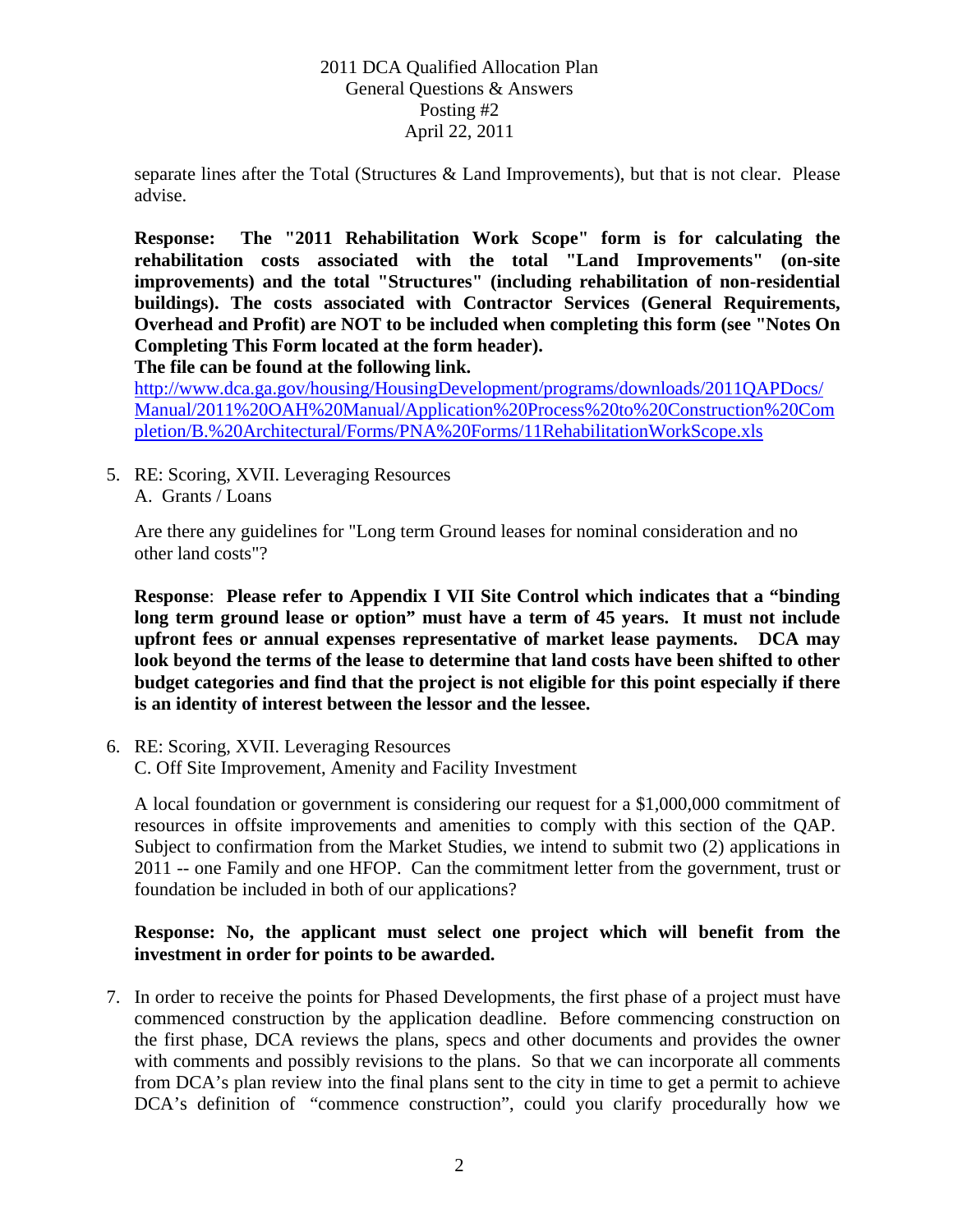separate lines after the Total (Structures & Land Improvements), but that is not clear. Please advise.

**Response: The "2011 Rehabilitation Work Scope" form is for calculating the rehabilitation costs associated with the total "Land Improvements" (on-site improvements) and the total "Structures" (including rehabilitation of non-residential buildings). The costs associated with Contractor Services (General Requirements, Overhead and Profit) are NOT to be included when completing this form (see "Notes On Completing This Form located at the form header).**

**The file can be found at the following link.**

http://www.dca.ga.gov/housing/HousingDevelopment/programs/downloads/2011QAPDocs/Manual/2011%20OAH%20Manual/Application%20Process%20to%20Construction%20Completion/B.%20Architectural/Forms/PNA%20Forms/11RehabilitationWorkScope.xls

5. RE: Scoring, XVII. Leveraging Resources
   A. Grants / Loans

   Are there any guidelines for "Long term Ground leases for nominal consideration and no other land costs"?

   **Response**: **Please refer to Appendix I VII Site Control which indicates that a "binding long term ground lease or option" must have a term of 45 years. It must not include upfront fees or annual expenses representative of market lease payments. DCA may look beyond the terms of the lease to determine that land costs have been shifted to other budget categories and find that the project is not eligible for this point especially if there is an identity of interest between the lessor and the lessee.**

6. RE: Scoring, XVII. Leveraging Resources
   C. Off Site Improvement, Amenity and Facility Investment

   A local foundation or government is considering our request for a $1,000,000 commitment of resources in offsite improvements and amenities to comply with this section of the QAP. Subject to confirmation from the Market Studies, we intend to submit two (2) applications in 2011 -- one Family and one HFOP. Can the commitment letter from the government, trust or foundation be included in both of our applications?

   **Response: No, the applicant must select one project which will benefit from the investment in order for points to be awarded.**

7. In order to receive the points for Phased Developments, the first phase of a project must have commenced construction by the application deadline. Before commencing construction on the first phase, DCA reviews the plans, specs and other documents and provides the owner with comments and possibly revisions to the plans. So that we can incorporate all comments from DCA's plan review into the final plans sent to the city in time to get a permit to achieve DCA's definition of "commence construction", could you clarify procedurally how we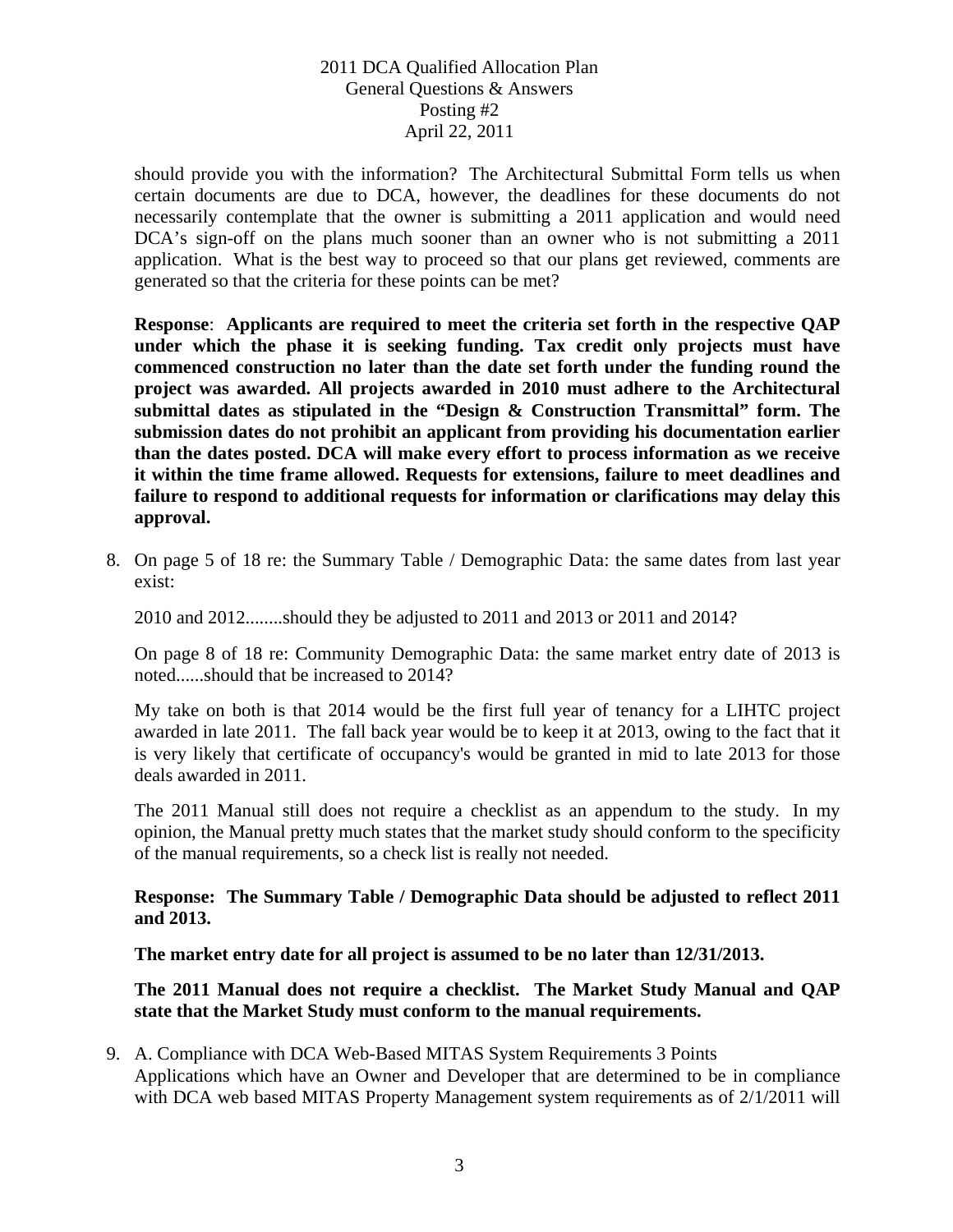should provide you with the information? The Architectural Submittal Form tells us when certain documents are due to DCA, however, the deadlines for these documents do not necessarily contemplate that the owner is submitting a 2011 application and would need DCA's sign-off on the plans much sooner than an owner who is not submitting a 2011 application. What is the best way to proceed so that our plans get reviewed, comments are generated so that the criteria for these points can be met?

**Response**: **Applicants are required to meet the criteria set forth in the respective QAP under which the phase it is seeking funding. Tax credit only projects must have commenced construction no later than the date set forth under the funding round the project was awarded. All projects awarded in 2010 must adhere to the Architectural submittal dates as stipulated in the "Design & Construction Transmittal" form. The submission dates do not prohibit an applicant from providing his documentation earlier than the dates posted. DCA will make every effort to process information as we receive it within the time frame allowed. Requests for extensions, failure to meet deadlines and failure to respond to additional requests for information or clarifications may delay this approval.**

8. On page 5 of 18 re: the Summary Table / Demographic Data: the same dates from last year exist:

   2010 and 2012........should they be adjusted to 2011 and 2013 or 2011 and 2014?

   On page 8 of 18 re: Community Demographic Data: the same market entry date of 2013 is noted......should that be increased to 2014?

   My take on both is that 2014 would be the first full year of tenancy for a LIHTC project awarded in late 2011. The fall back year would be to keep it at 2013, owing to the fact that it is very likely that certificate of occupancy's would be granted in mid to late 2013 for those deals awarded in 2011.

   The 2011 Manual still does not require a checklist as an appendum to the study. In my opinion, the Manual pretty much states that the market study should conform to the specificity of the manual requirements, so a check list is really not needed.

   **Response: The Summary Table / Demographic Data should be adjusted to reflect 2011 and 2013.**

   **The market entry date for all project is assumed to be no later than 12/31/2013.**

   **The 2011 Manual does not require a checklist. The Market Study Manual and QAP state that the Market Study must conform to the manual requirements.**

9. A. Compliance with DCA Web-Based MITAS System Requirements 3 Points
   Applications which have an Owner and Developer that are determined to be in compliance with DCA web based MITAS Property Management system requirements as of 2/1/2011 will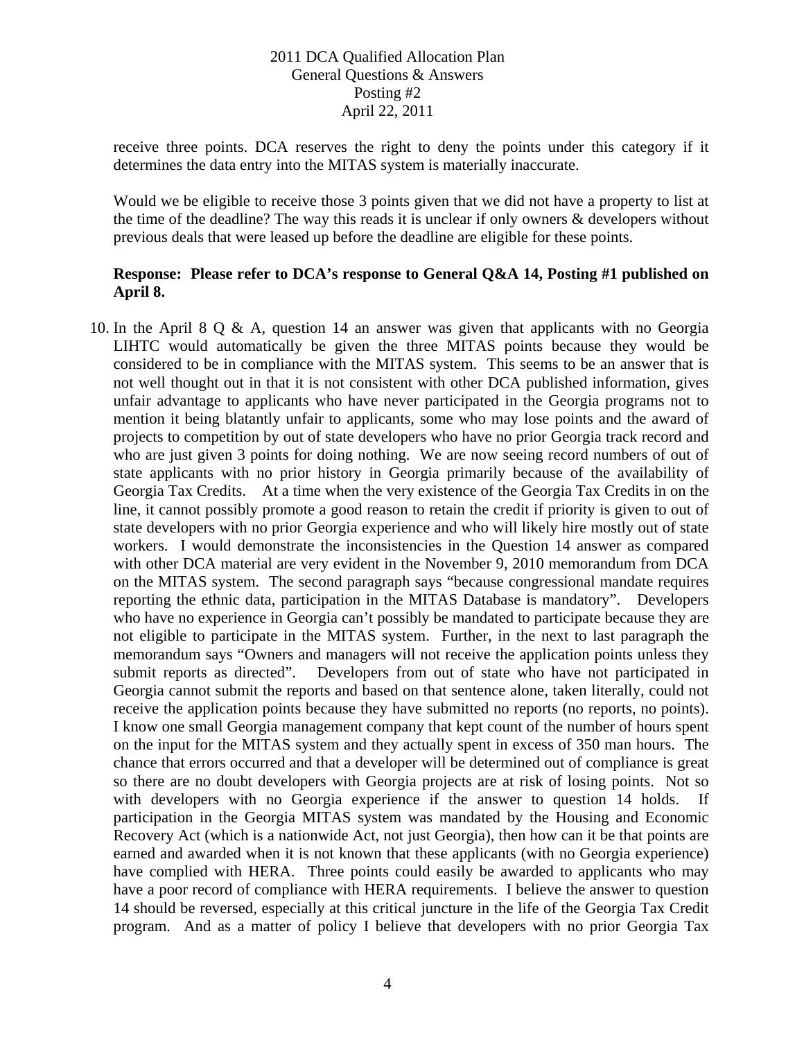receive three points. DCA reserves the right to deny the points under this category if it determines the data entry into the MITAS system is materially inaccurate.

Would we be eligible to receive those 3 points given that we did not have a property to list at the time of the deadline? The way this reads it is unclear if only owners & developers without previous deals that were leased up before the deadline are eligible for these points.

**Response: Please refer to DCA's response to General Q&A 14, Posting #1 published on April 8.**

10. In the April 8 Q & A, question 14 an answer was given that applicants with no Georgia LIHTC would automatically be given the three MITAS points because they would be considered to be in compliance with the MITAS system. This seems to be an answer that is not well thought out in that it is not consistent with other DCA published information, gives unfair advantage to applicants who have never participated in the Georgia programs not to mention it being blatantly unfair to applicants, some who may lose points and the award of projects to competition by out of state developers who have no prior Georgia track record and who are just given 3 points for doing nothing. We are now seeing record numbers of out of state applicants with no prior history in Georgia primarily because of the availability of Georgia Tax Credits. At a time when the very existence of the Georgia Tax Credits in on the line, it cannot possibly promote a good reason to retain the credit if priority is given to out of state developers with no prior Georgia experience and who will likely hire mostly out of state workers. I would demonstrate the inconsistencies in the Question 14 answer as compared with other DCA material are very evident in the November 9, 2010 memorandum from DCA on the MITAS system. The second paragraph says "because congressional mandate requires reporting the ethnic data, participation in the MITAS Database is mandatory". Developers who have no experience in Georgia can't possibly be mandated to participate because they are not eligible to participate in the MITAS system. Further, in the next to last paragraph the memorandum says "Owners and managers will not receive the application points unless they submit reports as directed". Developers from out of state who have not participated in Georgia cannot submit the reports and based on that sentence alone, taken literally, could not receive the application points because they have submitted no reports (no reports, no points). I know one small Georgia management company that kept count of the number of hours spent on the input for the MITAS system and they actually spent in excess of 350 man hours. The chance that errors occurred and that a developer will be determined out of compliance is great so there are no doubt developers with Georgia projects are at risk of losing points. Not so with developers with no Georgia experience if the answer to question 14 holds. If participation in the Georgia MITAS system was mandated by the Housing and Economic Recovery Act (which is a nationwide Act, not just Georgia), then how can it be that points are earned and awarded when it is not known that these applicants (with no Georgia experience) have complied with HERA. Three points could easily be awarded to applicants who may have a poor record of compliance with HERA requirements. I believe the answer to question 14 should be reversed, especially at this critical juncture in the life of the Georgia Tax Credit program. And as a matter of policy I believe that developers with no prior Georgia Tax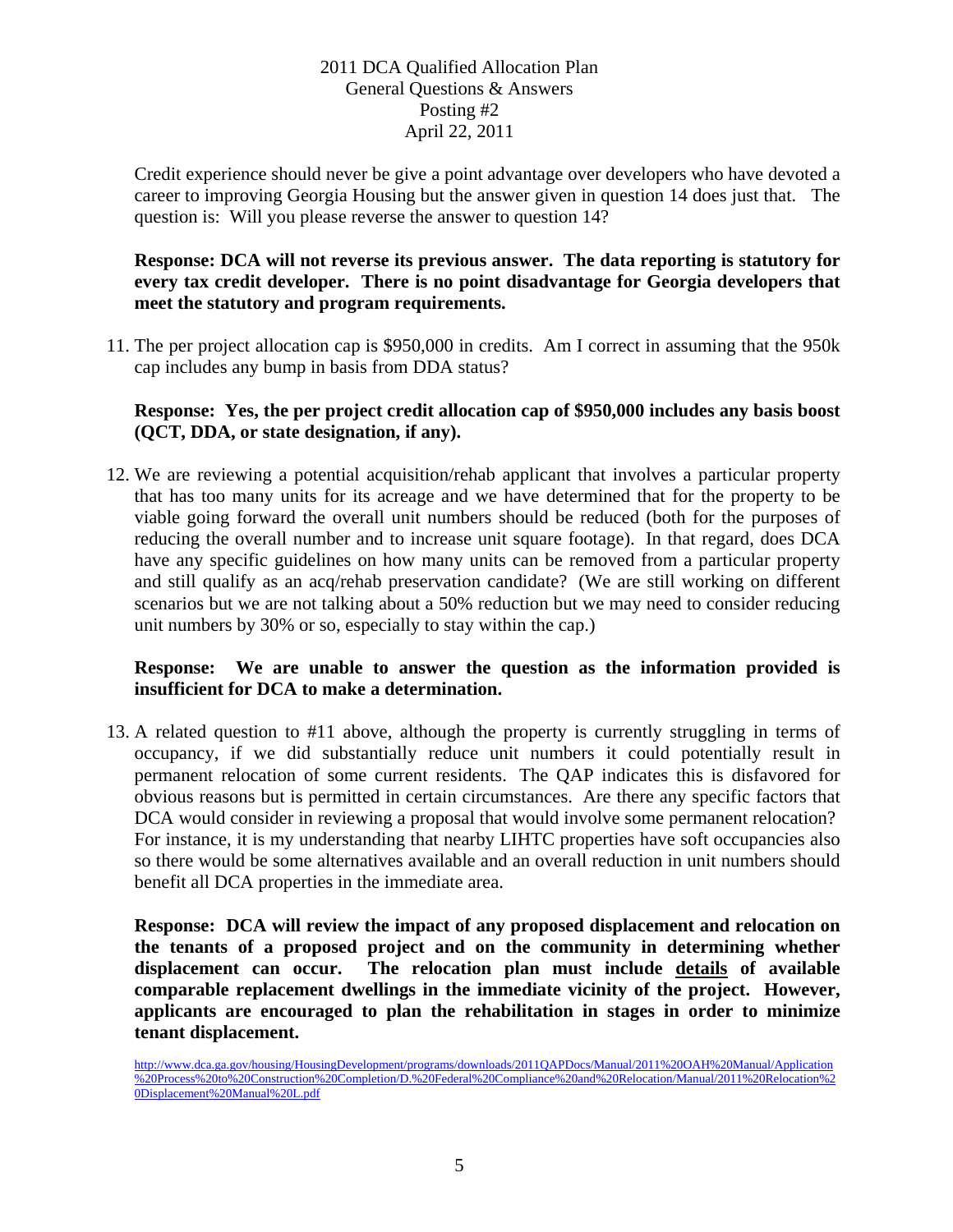Credit experience should never be give a point advantage over developers who have devoted a career to improving Georgia Housing but the answer given in question 14 does just that. The question is: Will you please reverse the answer to question 14?

**Response: DCA will not reverse its previous answer. The data reporting is statutory for every tax credit developer. There is no point disadvantage for Georgia developers that meet the statutory and program requirements.**

11. The per project allocation cap is $950,000 in credits. Am I correct in assuming that the 950k cap includes any bump in basis from DDA status?

    **Response: Yes, the per project credit allocation cap of $950,000 includes any basis boost (QCT, DDA, or state designation, if any).**

12. We are reviewing a potential acquisition/rehab applicant that involves a particular property that has too many units for its acreage and we have determined that for the property to be viable going forward the overall unit numbers should be reduced (both for the purposes of reducing the overall number and to increase unit square footage). In that regard, does DCA have any specific guidelines on how many units can be removed from a particular property and still qualify as an acq/rehab preservation candidate? (We are still working on different scenarios but we are not talking about a 50% reduction but we may need to consider reducing unit numbers by 30% or so, especially to stay within the cap.)

    **Response: We are unable to answer the question as the information provided is insufficient for DCA to make a determination.**

13. A related question to #11 above, although the property is currently struggling in terms of occupancy, if we did substantially reduce unit numbers it could potentially result in permanent relocation of some current residents. The QAP indicates this is disfavored for obvious reasons but is permitted in certain circumstances. Are there any specific factors that DCA would consider in reviewing a proposal that would involve some permanent relocation? For instance, it is my understanding that nearby LIHTC properties have soft occupancies also so there would be some alternatives available and an overall reduction in unit numbers should benefit all DCA properties in the immediate area.

    **Response: DCA will review the impact of any proposed displacement and relocation on the tenants of a proposed project and on the community in determining whether displacement can occur. The relocation plan must include <u>details</u> of available comparable replacement dwellings in the immediate vicinity of the project. However, applicants are encouraged to plan the rehabilitation in stages in order to minimize tenant displacement.**

http://www.dca.ga.gov/housing/HousingDevelopment/programs/downloads/2011QAPDocs/Manual/2011%20OAH%20Manual/Application%20Process%20to%20Construction%20Completion/D.%20Federal%20Compliance%20and%20Relocation/Manual/2011%20Relocation%20Displacement%20Manual%20L.pdf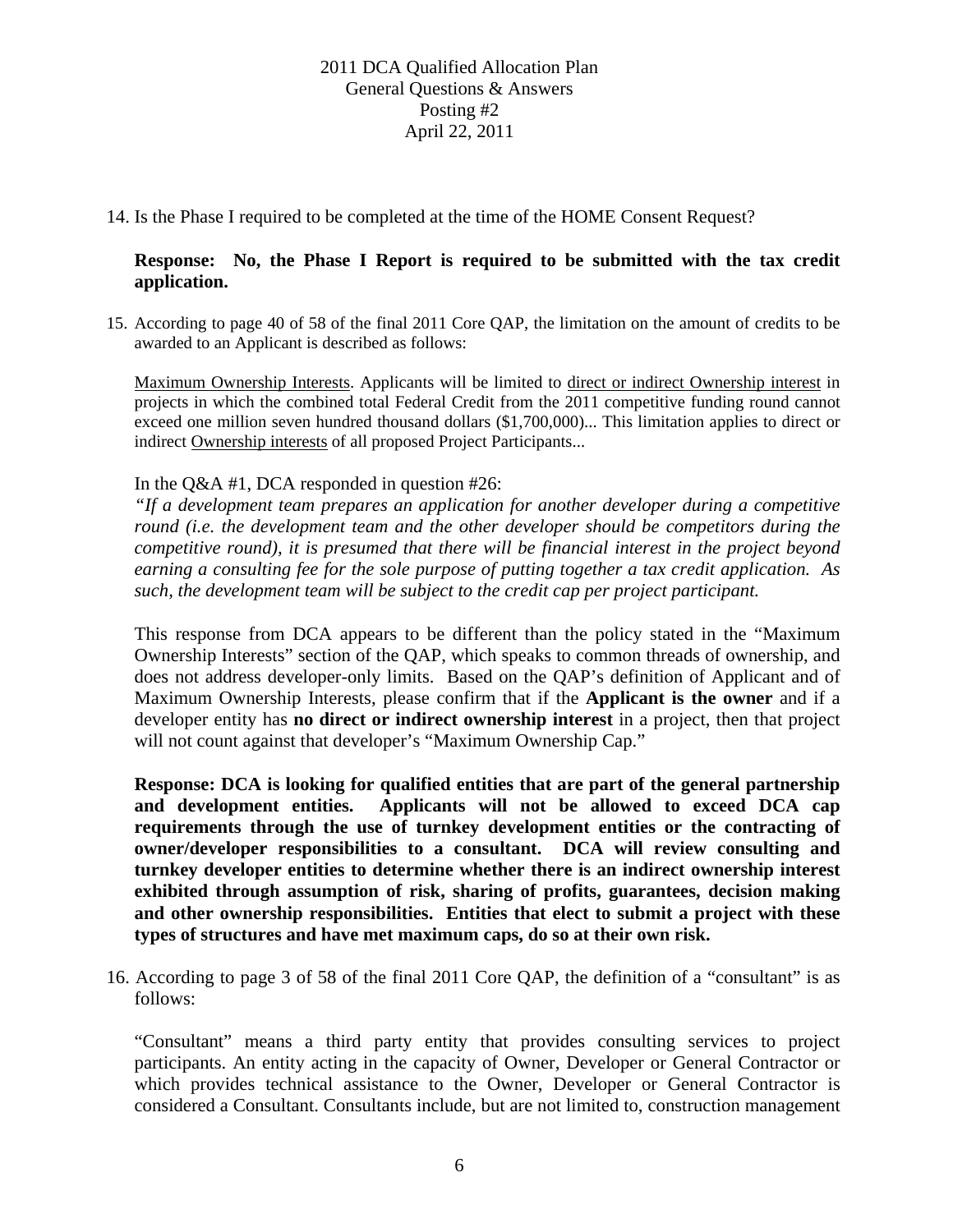2011 DCA Qualified Allocation Plan
General Questions & Answers
Posting #2
April 22, 2011

14. Is the Phase I required to be completed at the time of the HOME Consent Request?

 **Response: No, the Phase I Report is required to be submitted with the tax credit application.**

15. According to page 40 of 58 of the final 2011 Core QAP, the limitation on the amount of credits to be awarded to an Applicant is described as follows:

 Maximum Ownership Interests. Applicants will be limited to direct or indirect Ownership interest in projects in which the combined total Federal Credit from the 2011 competitive funding round cannot exceed one million seven hundred thousand dollars ($1,700,000)... This limitation applies to direct or indirect Ownership interests of all proposed Project Participants...

 In the Q&A #1, DCA responded in question #26:

 *"If a development team prepares an application for another developer during a competitive round (i.e. the development team and the other developer should be competitors during the competitive round), it is presumed that there will be financial interest in the project beyond earning a consulting fee for the sole purpose of putting together a tax credit application. As such, the development team will be subject to the credit cap per project participant.*

 This response from DCA appears to be different than the policy stated in the "Maximum Ownership Interests" section of the QAP, which speaks to common threads of ownership, and does not address developer-only limits. Based on the QAP's definition of Applicant and of Maximum Ownership Interests, please confirm that if the **Applicant is the owner** and if a developer entity has **no direct or indirect ownership interest** in a project, then that project will not count against that developer's "Maximum Ownership Cap."

 **Response: DCA is looking for qualified entities that are part of the general partnership and development entities. Applicants will not be allowed to exceed DCA cap requirements through the use of turnkey development entities or the contracting of owner/developer responsibilities to a consultant. DCA will review consulting and turnkey developer entities to determine whether there is an indirect ownership interest exhibited through assumption of risk, sharing of profits, guarantees, decision making and other ownership responsibilities. Entities that elect to submit a project with these types of structures and have met maximum caps, do so at their own risk.**

16. According to page 3 of 58 of the final 2011 Core QAP, the definition of a "consultant" is as follows:

 "Consultant" means a third party entity that provides consulting services to project participants. An entity acting in the capacity of Owner, Developer or General Contractor or which provides technical assistance to the Owner, Developer or General Contractor is considered a Consultant. Consultants include, but are not limited to, construction management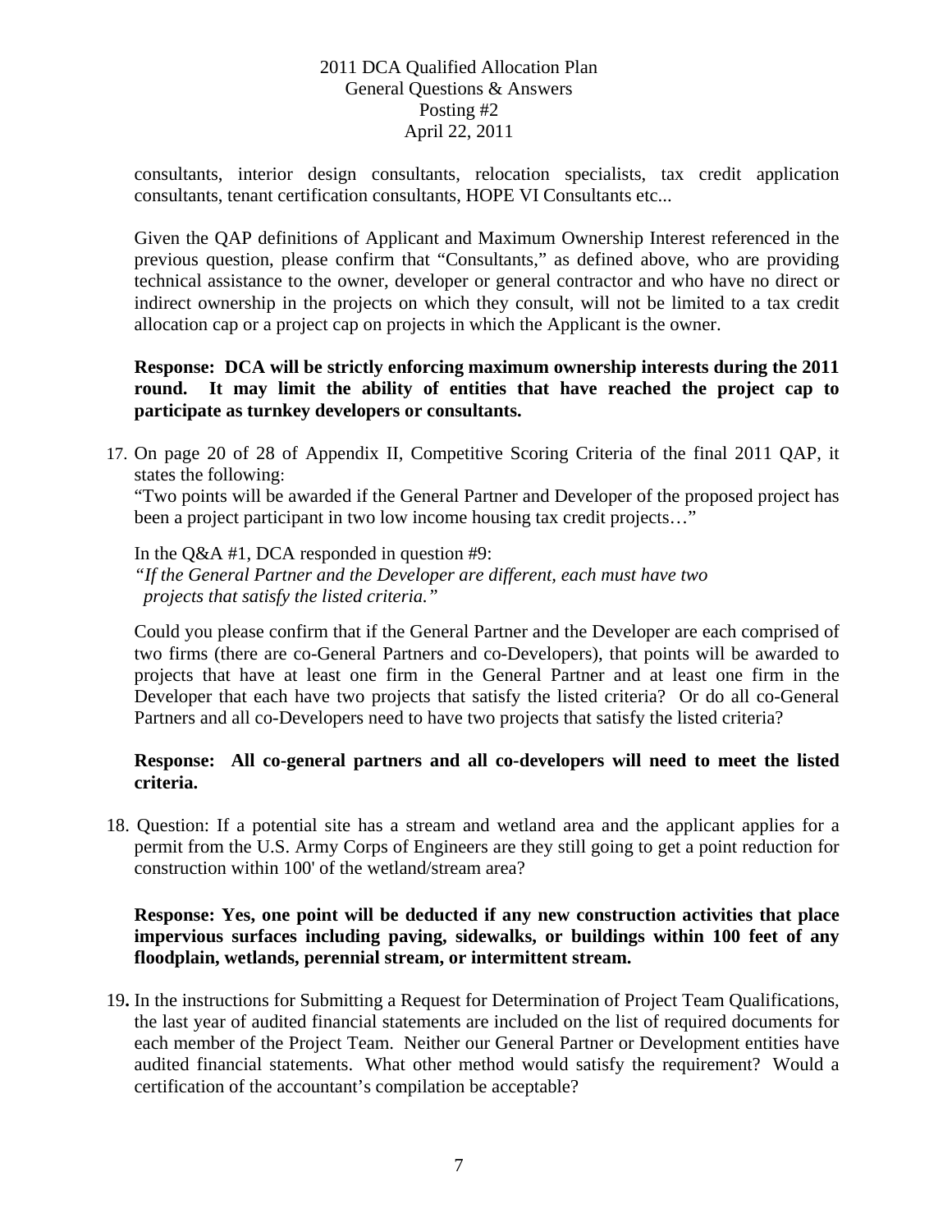consultants, interior design consultants, relocation specialists, tax credit application consultants, tenant certification consultants, HOPE VI Consultants etc...

Given the QAP definitions of Applicant and Maximum Ownership Interest referenced in the previous question, please confirm that "Consultants," as defined above, who are providing technical assistance to the owner, developer or general contractor and who have no direct or indirect ownership in the projects on which they consult, will not be limited to a tax credit allocation cap or a project cap on projects in which the Applicant is the owner.

**Response: DCA will be strictly enforcing maximum ownership interests during the 2011 round. It may limit the ability of entities that have reached the project cap to participate as turnkey developers or consultants.**

17. On page 20 of 28 of Appendix II, Competitive Scoring Criteria of the final 2011 QAP, it states the following:
"Two points will be awarded if the General Partner and Developer of the proposed project has been a project participant in two low income housing tax credit projects…"

    In the Q&A #1, DCA responded in question #9:
    *"If the General Partner and the Developer are different, each must have two projects that satisfy the listed criteria."*

    Could you please confirm that if the General Partner and the Developer are each comprised of two firms (there are co-General Partners and co-Developers), that points will be awarded to projects that have at least one firm in the General Partner and at least one firm in the Developer that each have two projects that satisfy the listed criteria? Or do all co-General Partners and all co-Developers need to have two projects that satisfy the listed criteria?

    **Response: All co-general partners and all co-developers will need to meet the listed criteria.**

18. Question: If a potential site has a stream and wetland area and the applicant applies for a permit from the U.S. Army Corps of Engineers are they still going to get a point reduction for construction within 100' of the wetland/stream area?

    **Response: Yes, one point will be deducted if any new construction activities that place impervious surfaces including paving, sidewalks, or buildings within 100 feet of any floodplain, wetlands, perennial stream, or intermittent stream.**

19. In the instructions for Submitting a Request for Determination of Project Team Qualifications, the last year of audited financial statements are included on the list of required documents for each member of the Project Team. Neither our General Partner or Development entities have audited financial statements. What other method would satisfy the requirement? Would a certification of the accountant's compilation be acceptable?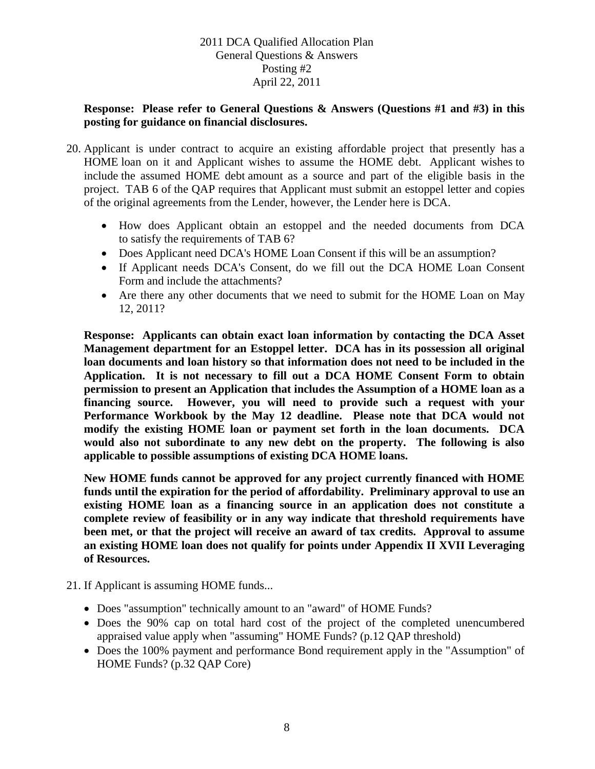**Response: Please refer to General Questions & Answers (Questions #1 and #3) in this posting for guidance on financial disclosures.**

20. Applicant is under contract to acquire an existing affordable project that presently has a HOME loan on it and Applicant wishes to assume the HOME debt. Applicant wishes to include the assumed HOME debt amount as a source and part of the eligible basis in the project. TAB 6 of the QAP requires that Applicant must submit an estoppel letter and copies of the original agreements from the Lender, however, the Lender here is DCA.

    - How does Applicant obtain an estoppel and the needed documents from DCA to satisfy the requirements of TAB 6?
    - Does Applicant need DCA's HOME Loan Consent if this will be an assumption?
    - If Applicant needs DCA's Consent, do we fill out the DCA HOME Loan Consent Form and include the attachments?
    - Are there any other documents that we need to submit for the HOME Loan on May 12, 2011?

    **Response: Applicants can obtain exact loan information by contacting the DCA Asset Management department for an Estoppel letter. DCA has in its possession all original loan documents and loan history so that information does not need to be included in the Application. It is not necessary to fill out a DCA HOME Consent Form to obtain permission to present an Application that includes the Assumption of a HOME loan as a financing source. However, you will need to provide such a request with your Performance Workbook by the May 12 deadline. Please note that DCA would not modify the existing HOME loan or payment set forth in the loan documents. DCA would also not subordinate to any new debt on the property. The following is also applicable to possible assumptions of existing DCA HOME loans.**

    **New HOME funds cannot be approved for any project currently financed with HOME funds until the expiration for the period of affordability. Preliminary approval to use an existing HOME loan as a financing source in an application does not constitute a complete review of feasibility or in any way indicate that threshold requirements have been met, or that the project will receive an award of tax credits. Approval to assume an existing HOME loan does not qualify for points under Appendix II XVII Leveraging of Resources.**

21. If Applicant is assuming HOME funds...

    - Does "assumption" technically amount to an "award" of HOME Funds?
    - Does the 90% cap on total hard cost of the project of the completed unencumbered appraised value apply when "assuming" HOME Funds? (p.12 QAP threshold)
    - Does the 100% payment and performance Bond requirement apply in the "Assumption" of HOME Funds? (p.32 QAP Core)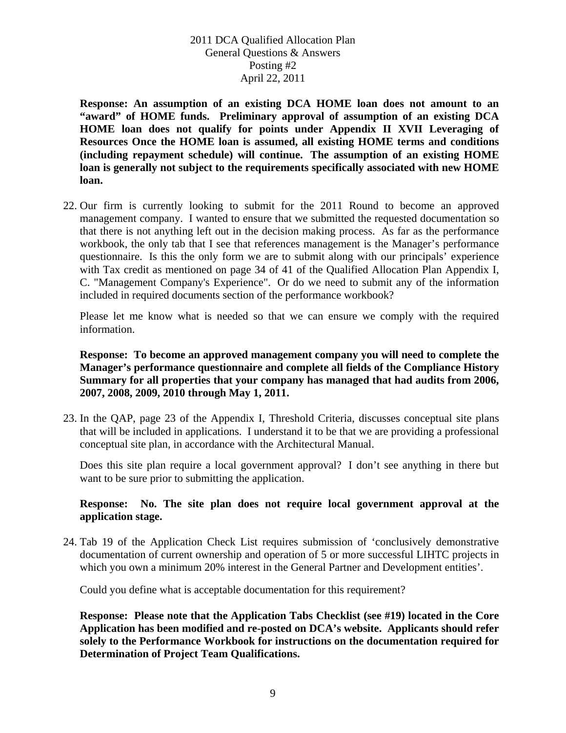**Response: An assumption of an existing DCA HOME loan does not amount to an "award" of HOME funds. Preliminary approval of assumption of an existing DCA HOME loan does not qualify for points under Appendix II XVII Leveraging of Resources Once the HOME loan is assumed, all existing HOME terms and conditions (including repayment schedule) will continue. The assumption of an existing HOME loan is generally not subject to the requirements specifically associated with new HOME loan.**

22. Our firm is currently looking to submit for the 2011 Round to become an approved management company. I wanted to ensure that we submitted the requested documentation so that there is not anything left out in the decision making process. As far as the performance workbook, the only tab that I see that references management is the Manager's performance questionnaire. Is this the only form we are to submit along with our principals' experience with Tax credit as mentioned on page 34 of 41 of the Qualified Allocation Plan Appendix I, C. "Management Company's Experience". Or do we need to submit any of the information included in required documents section of the performance workbook?

    Please let me know what is needed so that we can ensure we comply with the required information.

    **Response: To become an approved management company you will need to complete the Manager's performance questionnaire and complete all fields of the Compliance History Summary for all properties that your company has managed that had audits from 2006, 2007, 2008, 2009, 2010 through May 1, 2011.**

23. In the QAP, page 23 of the Appendix I, Threshold Criteria, discusses conceptual site plans that will be included in applications. I understand it to be that we are providing a professional conceptual site plan, in accordance with the Architectural Manual.

    Does this site plan require a local government approval? I don't see anything in there but want to be sure prior to submitting the application.

    **Response: No. The site plan does not require local government approval at the application stage.**

24. Tab 19 of the Application Check List requires submission of 'conclusively demonstrative documentation of current ownership and operation of 5 or more successful LIHTC projects in which you own a minimum 20% interest in the General Partner and Development entities'.

    Could you define what is acceptable documentation for this requirement?

    **Response: Please note that the Application Tabs Checklist (see #19) located in the Core Application has been modified and re-posted on DCA's website. Applicants should refer solely to the Performance Workbook for instructions on the documentation required for Determination of Project Team Qualifications.**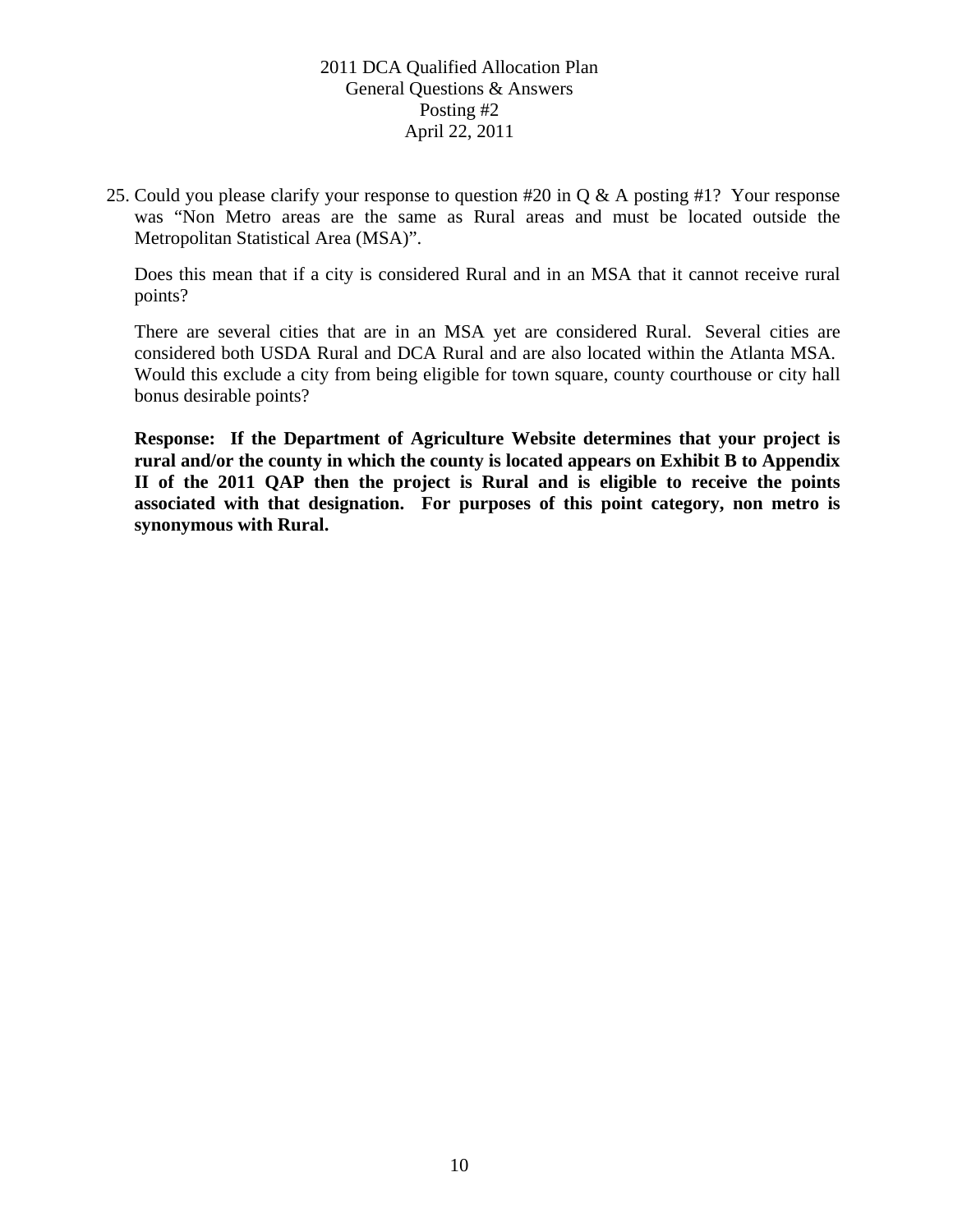2011 DCA Qualified Allocation Plan
General Questions & Answers
Posting #2
April 22, 2011

25. Could you please clarify your response to question #20 in Q & A posting #1? Your response was “Non Metro areas are the same as Rural areas and must be located outside the Metropolitan Statistical Area (MSA)”.

    Does this mean that if a city is considered Rural and in an MSA that it cannot receive rural points?

    There are several cities that are in an MSA yet are considered Rural. Several cities are considered both USDA Rural and DCA Rural and are also located within the Atlanta MSA. Would this exclude a city from being eligible for town square, county courthouse or city hall bonus desirable points?

    **Response: If the Department of Agriculture Website determines that your project is rural and/or the county in which the county is located appears on Exhibit B to Appendix II of the 2011 QAP then the project is Rural and is eligible to receive the points associated with that designation. For purposes of this point category, non metro is synonymous with Rural.**